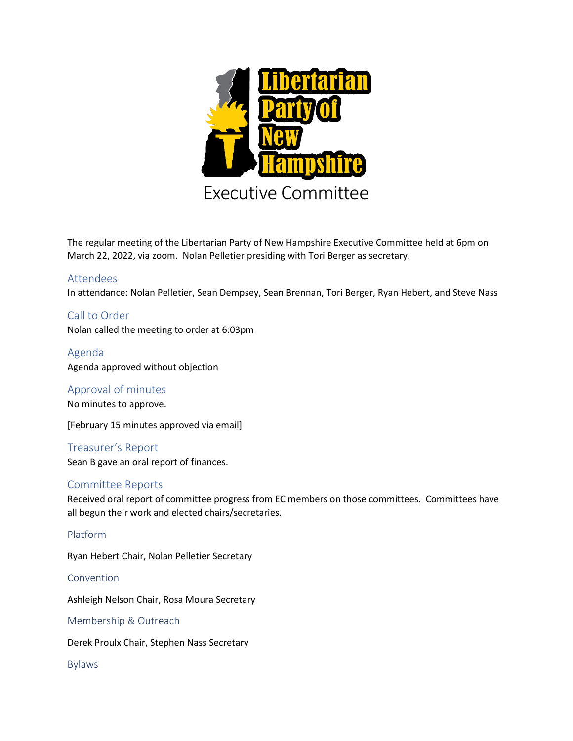Libertarian Party of New Hampshire

Executive Committee

The regular meeting of the Libertarian Party of New Hampshire Executive Committee held at 6pm on March 22, 2022, via zoom. Nolan Pelletier presiding with Tori Berger as secretary.

## Attendees

In attendance: Nolan Pelletier, Sean Dempsey, Sean Brennan, Tori Berger, Ryan Hebert, and Steve Nass

## Call to Order

Nolan called the meeting to order at 6:03pm

## Agenda

Agenda approved without objection

## Approval of minutes

No minutes to approve.

[February 15 minutes approved via email]

## Treasurer's Report

Sean B gave an oral report of finances.

## Committee Reports

Received oral report of committee progress from EC members on those committees. Committees have all begun their work and elected chairs/secretaries.

### Platform

Ryan Hebert Chair, Nolan Pelletier Secretary

### Convention

Ashleigh Nelson Chair, Rosa Moura Secretary

### Membership & Outreach

Derek Proulx Chair, Stephen Nass Secretary

### Bylaws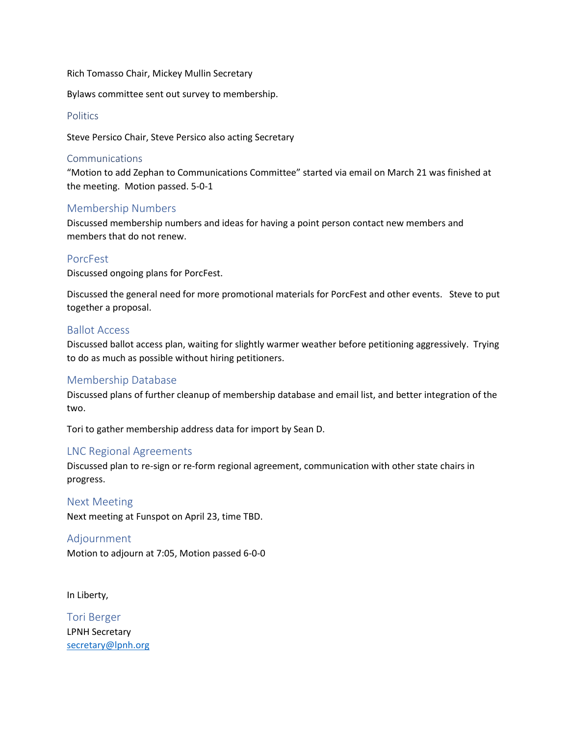Rich Tomasso Chair, Mickey Mullin Secretary

Bylaws committee sent out survey to membership.

## Politics

Steve Persico Chair, Steve Persico also acting Secretary

## Communications

"Motion to add Zephan to Communications Committee" started via email on March 21 was finished at the meeting. Motion passed. 5-0-1

## Membership Numbers

Discussed membership numbers and ideas for having a point person contact new members and members that do not renew.

## PorcFest

Discussed ongoing plans for PorcFest.

Discussed the general need for more promotional materials for PorcFest and other events. Steve to put together a proposal.

## Ballot Access

Discussed ballot access plan, waiting for slightly warmer weather before petitioning aggressively. Trying to do as much as possible without hiring petitioners.

## Membership Database

Discussed plans of further cleanup of membership database and email list, and better integration of the two.

Tori to gather membership address data for import by Sean D.

## LNC Regional Agreements

Discussed plan to re-sign or re-form regional agreement, communication with other state chairs in progress.

## Next Meeting

Next meeting at Funspot on April 23, time TBD.

## Adjournment

Motion to adjourn at 7:05, Motion passed 6-0-0

In Liberty,

Tori Berger
LPNH Secretary
secretary@lpnh.org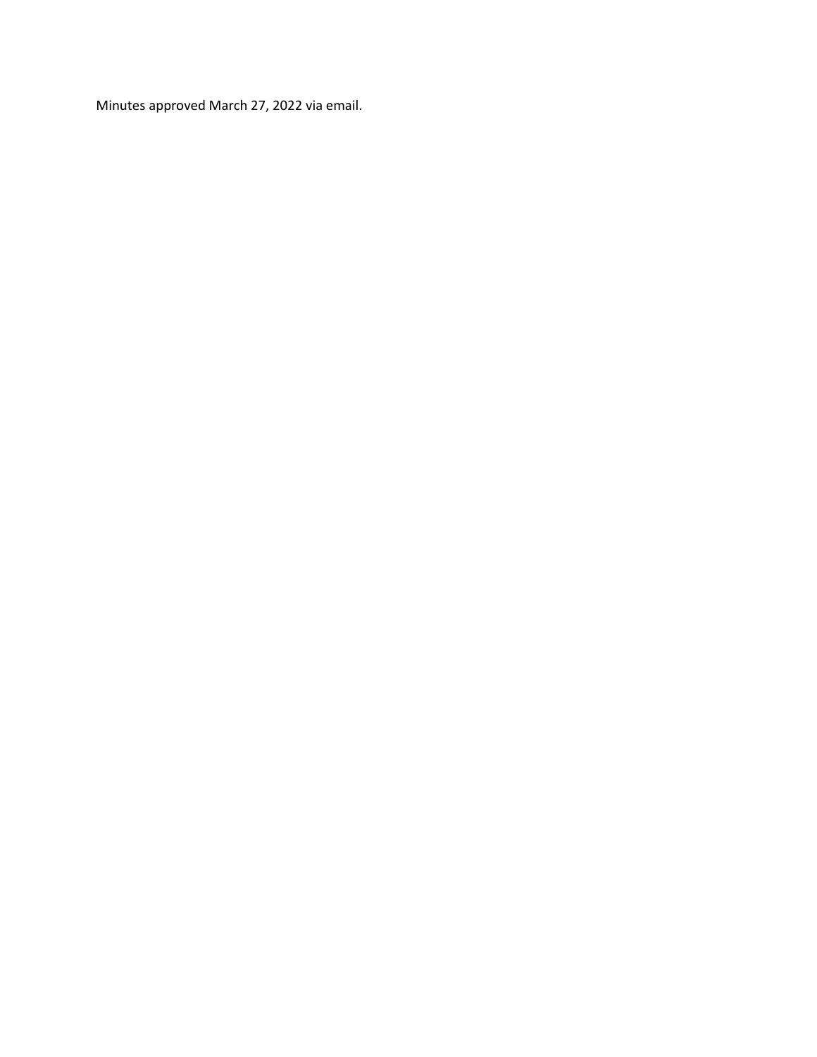Minutes approved March 27, 2022 via email.